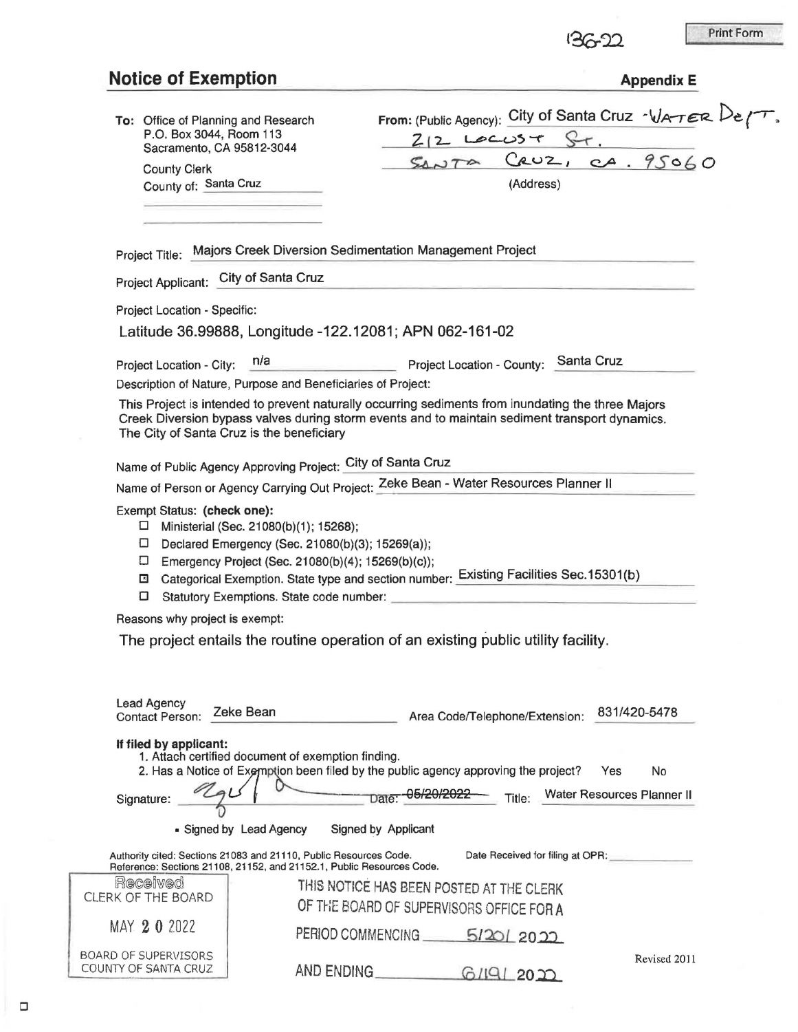136-22

Print Form

## Notice of Exemption

**Appendix E**

**To:** Office of Planning and Research
P.O. Box 3044, Room 113
Sacramento, CA 95812-3044

County Clerk
County of: Santa Cruz

**From:** (Public Agency): City of Santa Cruz - WATER DEPT.
212 LOCUST ST.
SANTA CRUZ, CA. 95060
(Address)

Project Title: Majors Creek Diversion Sedimentation Management Project

Project Applicant: City of Santa Cruz

Project Location - Specific:

Latitude 36.99888, Longitude -122.12081; APN 062-161-02

Project Location - City: n/a    Project Location - County: Santa Cruz

Description of Nature, Purpose and Beneficiaries of Project:

This Project is intended to prevent naturally occurring sediments from inundating the three Majors Creek Diversion bypass valves during storm events and to maintain sediment transport dynamics. The City of Santa Cruz is the beneficiary

Name of Public Agency Approving Project: City of Santa Cruz

Name of Person or Agency Carrying Out Project: Zeke Bean - Water Resources Planner II

Exempt Status: **(check one):**

- ☐ Ministerial (Sec. 21080(b)(1); 15268);
- ☐ Declared Emergency (Sec. 21080(b)(3); 15269(a));
- ☐ Emergency Project (Sec. 21080(b)(4); 15269(b)(c));
- ☒ Categorical Exemption. State type and section number: Existing Facilities Sec.15301(b)
- ☐ Statutory Exemptions. State code number:

Reasons why project is exempt:

The project entails the routine operation of an existing public utility facility.

Lead Agency Contact Person: Zeke Bean    Area Code/Telephone/Extension: 831/420-5478

**If filed by applicant:**

1. Attach certified document of exemption finding.
2. Has a Notice of Exemption been filed by the public agency approving the project? Yes No

Signature: [signature]    Date: 05/20/2022    Title: Water Resources Planner II

▪ Signed by Lead Agency    Signed by Applicant

Authority cited: Sections 21083 and 21110, Public Resources Code.
Reference: Sections 21108, 21152, and 21152.1, Public Resources Code.

Date Received for filing at OPR:

Received
CLERK OF THE BOARD
MAY 20 2022
BOARD OF SUPERVISORS
COUNTY OF SANTA CRUZ

THIS NOTICE HAS BEEN POSTED AT THE CLERK OF THE BOARD OF SUPERVISORS OFFICE FOR A PERIOD COMMENCING 5/20/ 2022 AND ENDING 6/19/ 2022

Revised 2011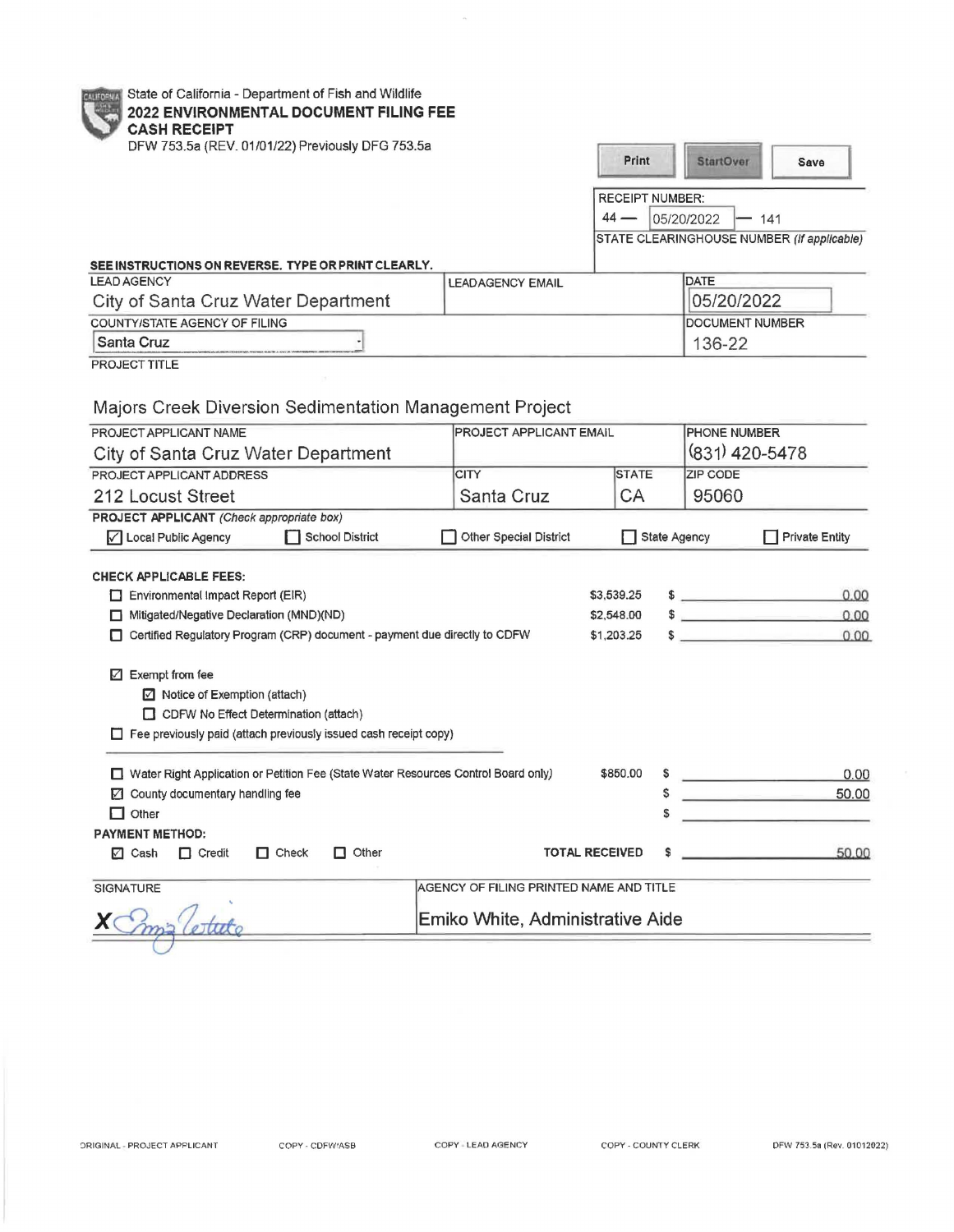State of California - Department of Fish and Wildlife

**2022 ENVIRONMENTAL DOCUMENT FILING FEE**

**CASH RECEIPT**

DFW 753.5a (REV. 01/01/22) Previously DFG 753.5a

Print | StartOver | Save

RECEIPT NUMBER:
44 — 05/20/2022 — 141

STATE CLEARINGHOUSE NUMBER *(If applicable)*

**SEE INSTRUCTIONS ON REVERSE. TYPE OR PRINT CLEARLY.**

| LEAD AGENCY | LEADAGENCY EMAIL | DATE |
|---|---|---|
| City of Santa Cruz Water Department | | 05/20/2022 |

| COUNTY/STATE AGENCY OF FILING | DOCUMENT NUMBER |
|---|---|
| Santa Cruz | 136-22 |

PROJECT TITLE

Majors Creek Diversion Sedimentation Management Project

| PROJECT APPLICANT NAME | PROJECT APPLICANT EMAIL | PHONE NUMBER |
|---|---|---|
| City of Santa Cruz Water Department | | (831) 420-5478 |

| PROJECT APPLICANT ADDRESS | CITY | STATE | ZIP CODE |
|---|---|---|---|
| 212 Locust Street | Santa Cruz | CA | 95060 |

**PROJECT APPLICANT** *(Check appropriate box)*

☑ Local Public Agency ☐ School District ☐ Other Special District ☐ State Agency ☐ Private Entity

**CHECK APPLICABLE FEES:**

| | | |
|---|---|---|
| ☐ Environmental Impact Report (EIR) | $3,539.25 | $ 0.00 |
| ☐ Mitigated/Negative Declaration (MND)(ND) | $2,548.00 | $ 0.00 |
| ☐ Certified Regulatory Program (CRP) document - payment due directly to CDFW | $1,203.25 | $ 0.00 |

☑ Exempt from fee
- ☑ Notice of Exemption (attach)
- ☐ CDFW No Effect Determination (attach)

☐ Fee previously paid (attach previously issued cash receipt copy)

| | | |
|---|---|---|
| ☐ Water Right Application or Petition Fee (State Water Resources Control Board only) | $850.00 | $ 0.00 |
| ☑ County documentary handling fee | | $ 50.00 |
| ☐ Other | | $ |

**PAYMENT METHOD:**

☑ Cash ☐ Credit ☐ Check ☐ Other

**TOTAL RECEIVED** $ 50.00

| SIGNATURE | AGENCY OF FILING PRINTED NAME AND TITLE |
|---|---|
| X *(signature)* | Emiko White, Administrative Aide |

ORIGINAL - PROJECT APPLICANT | COPY - CDFW/ASB | COPY - LEAD AGENCY | COPY - COUNTY CLERK | DFW 753.5a (Rev. 01012022)